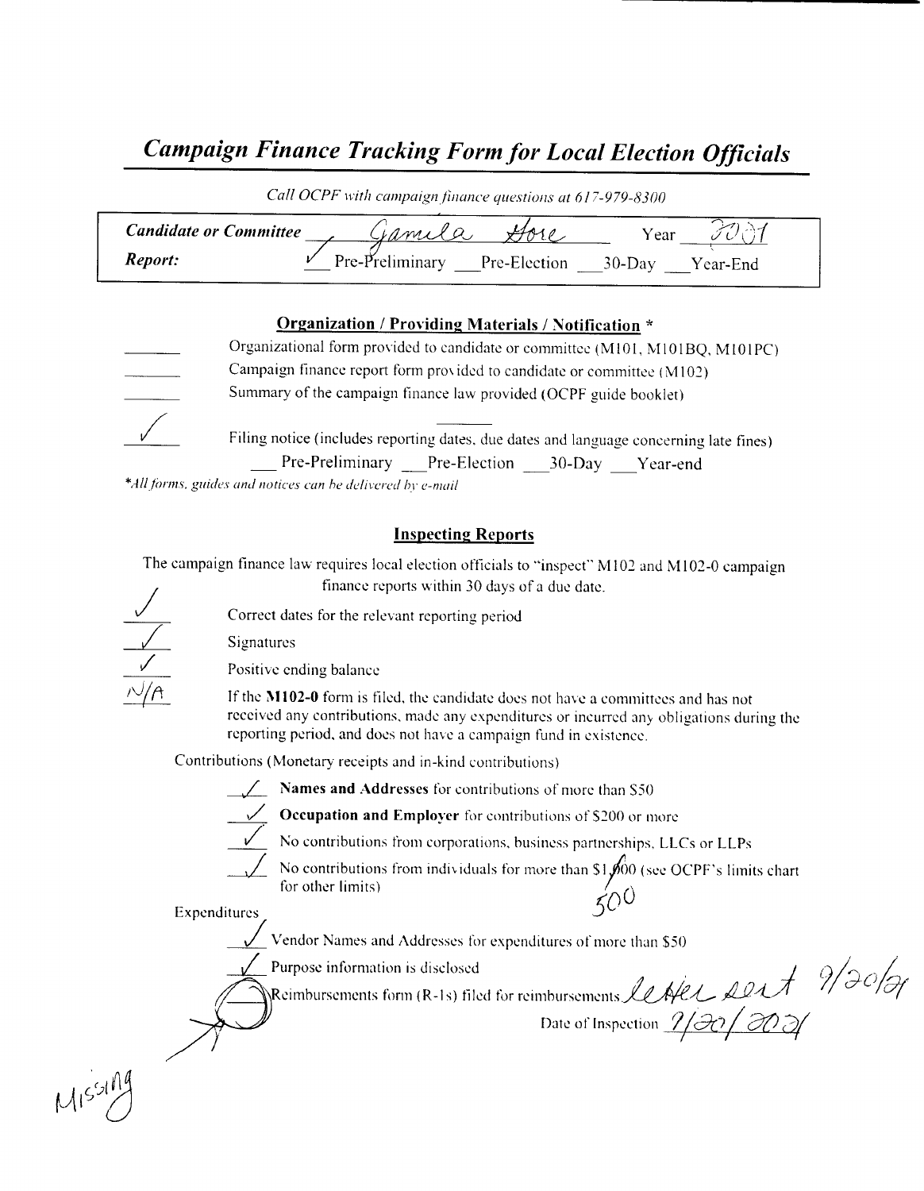# *Campaign Finance Tracking Form for Local Election Officials*

*Call OCPF with campaign finance questions at 617-979-8300*

***Candidate or Committee*** Jamila Gore Year 2021

***Report:*** ✓ Pre-Preliminary \_\_ Pre-Election \_\_ 30-Day \_\_ Year-End

## Organization / Providing Materials / Notification *

\_\_\_\_ Organizational form provided to candidate or committee (M101, M101BQ, M101PC)

\_\_\_\_ Campaign finance report form provided to candidate or committee (M102)

\_\_\_\_ Summary of the campaign finance law provided (OCPF guide booklet)

✓ Filing notice (includes reporting dates, due dates and language concerning late fines)

\_\_\_ Pre-Preliminary \_\_\_ Pre-Election \_\_\_ 30-Day \_\_\_ Year-end

**All forms, guides and notices can be delivered by e-mail*

## Inspecting Reports

The campaign finance law requires local election officials to "inspect" M102 and M102-0 campaign finance reports within 30 days of a due date.

✓ Correct dates for the relevant reporting period

✓ Signatures

✓ Positive ending balance

N/A If the **M102-0** form is filed, the candidate does not have a committees and has not received any contributions, made any expenditures or incurred any obligations during the reporting period, and does not have a campaign fund in existence.

Contributions (Monetary receipts and in-kind contributions)

✓ **Names and Addresses** for contributions of more than $50

✓ **Occupation and Employer** for contributions of $200 or more

✓ No contributions from corporations, business partnerships, LLCs or LLPs

✓ No contributions from individuals for more than $1,~~000~~ 500 (see OCPF's limits chart for other limits)

Expenditures

✓ Vendor Names and Addresses for expenditures of more than $50

✓ Purpose information is disclosed

✗ Reimbursements form (R-1s) filed for reimbursements letter sent 9/20/21

Date of Inspection 9/20/2021

Missing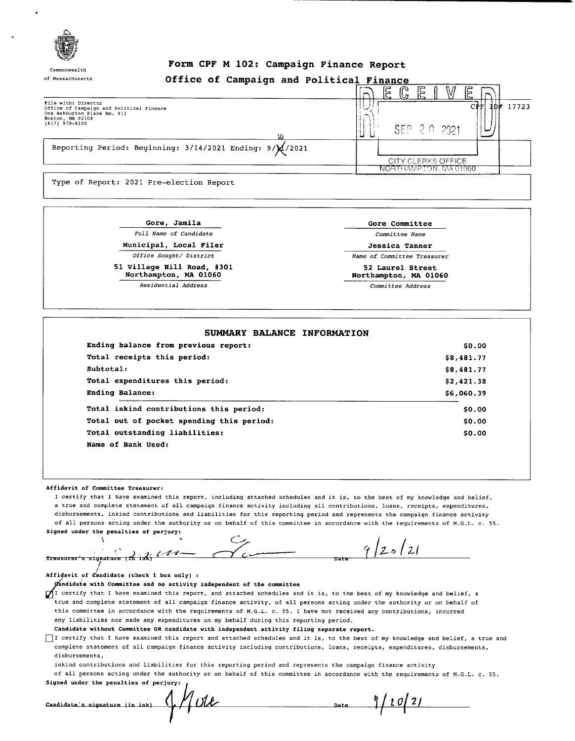Commonwealth of Massachusetts

# Form CPF M 102: Campaign Finance Report

## Office of Campaign and Political Finance

File with: Director
Office of Campaign and Political Finance
One Ashburton Place Rm. 411
Boston, MA 02108
(617) 979-8300

RECEIVED SEP 20 2021 CITY CLERKS OFFICE NORTHAMPTON, MA 01060

CPF ID# 17723

Reporting Period: Beginning: 3/14/2021 Ending: 9/10/2021

Type of Report: 2021 Pre-election Report

| | |
|---|---|
| **Gore, Jamila** | **Gore Committee** |
| *Full Name of Candidate* | *Committee Name* |
| **Municipal, Local Filer** | **Jessica Tanner** |
| *Office Sought/ District* | *Name of Committee Treasurer* |
| **51 Village Hill Road, #301 Northampton, MA 01060** | **52 Laurel Street Northampton, MA 01060** |
| *Residential Address* | *Committee Address* |

### SUMMARY BALANCE INFORMATION

| | |
|---|---|
| **Ending balance from previous report:** | $0.00 |
| **Total receipts this period:** | $8,481.77 |
| **Subtotal:** | $8,481.77 |
| **Total expenditures this period:** | $2,421.38 |
| **Ending Balance:** | $6,060.39 |
| **Total inkind contributions this period:** | $0.00 |
| **Total out of pocket spending this period:** | $0.00 |
| **Total outstanding liabilities:** | $0.00 |
| **Name of Bank Used:** | |

**Affidavit of Committee Treasurer:**

I certify that I have examined this report, including attached schedules and it is, to the best of my knowledge and belief, a true and complete statement of all campaign finance activity including all contributions, loans, receipts, expenditures, disbursements, inkind contributions and liabilities for this reporting period and represents the campaign finance activity of all persons acting under the authority or on behalf of this committee in accordance with the requirements of M.G.L. c. 55.

**Signed under the penalties of perjury:**

Treasurer's signature (In ink) [signature] Date 9/20/21

**Affidavit of Candidate (check 1 box only) :**

**Candidate with Committee and no activity independent of the committee**

☑ I certify that I have examined this report, and attached schedules and it is, to the best of my knowledge and belief, a true and complete statement of all campaign finance activity, of all persons acting under the authority or on behalf of this committee in accordance with the requirements of M.G.L. c. 55. I have not received any contributions, incurred any liabilities nor made any expenditures on my behalf during this reporting period.

**Candidate without Committee OR candidate with independent activity filing separate report.**

☐ I certify that I have examined this report and attached schedules and it is, to the best of my knowledge and belief, a true and complete statement of all campaign finance activity including contributions, loans, receipts, expenditures, disbursements, disbursements,
inkind contributions and liabilities for this reporting period and represents the campaign finance activity of all persons acting under the authority or on behalf of this committee in accordance with the requirements of M.G.L. c. 55.

**Signed under the penalties of perjury:**

Candidate's signature (in ink) J. Gore Date 9/20/21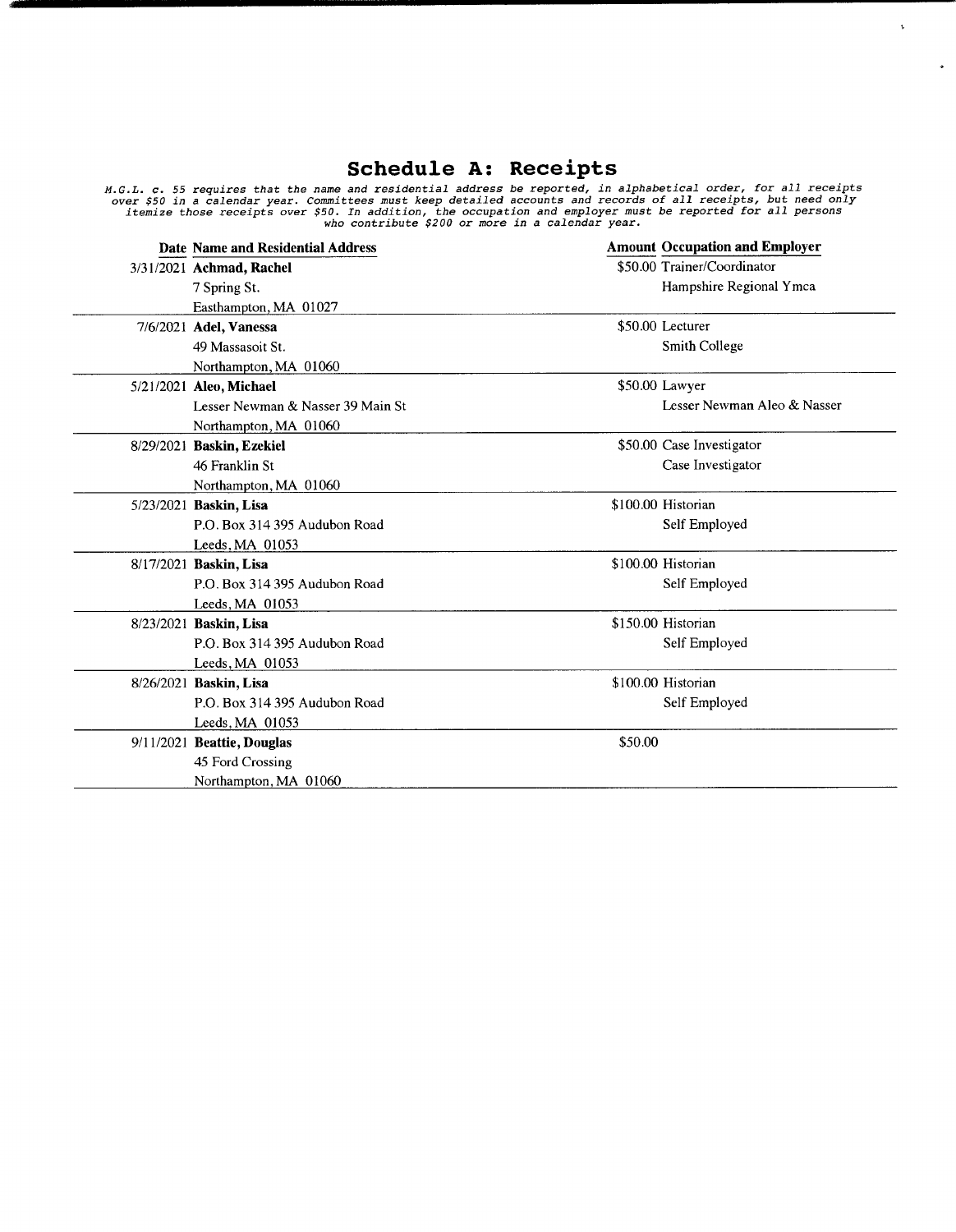# Schedule A: Receipts

*M.G.L. c. 55 requires that the name and residential address be reported, in alphabetical order, for all receipts over $50 in a calendar year. Committees must keep detailed accounts and records of all receipts, but need only itemize those receipts over $50. In addition, the occupation and employer must be reported for all persons who contribute $200 or more in a calendar year.*

| Date | Name and Residential Address | Amount | Occupation and Employer |
|---|---|---|---|
| 3/31/2021 | **Achmad, Rachel**<br>7 Spring St.<br>Easthampton, MA 01027 | $50.00 | Trainer/Coordinator<br>Hampshire Regional Ymca |
| 7/6/2021 | **Adel, Vanessa**<br>49 Massasoit St.<br>Northampton, MA 01060 | $50.00 | Lecturer<br>Smith College |
| 5/21/2021 | **Aleo, Michael**<br>Lesser Newman & Nasser 39 Main St<br>Northampton, MA 01060 | $50.00 | Lawyer<br>Lesser Newman Aleo & Nasser |
| 8/29/2021 | **Baskin, Ezekiel**<br>46 Franklin St<br>Northampton, MA 01060 | $50.00 | Case Investigator<br>Case Investigator |
| 5/23/2021 | **Baskin, Lisa**<br>P.O. Box 314 395 Audubon Road<br>Leeds, MA 01053 | $100.00 | Historian<br>Self Employed |
| 8/17/2021 | **Baskin, Lisa**<br>P.O. Box 314 395 Audubon Road<br>Leeds, MA 01053 | $100.00 | Historian<br>Self Employed |
| 8/23/2021 | **Baskin, Lisa**<br>P.O. Box 314 395 Audubon Road<br>Leeds, MA 01053 | $150.00 | Historian<br>Self Employed |
| 8/26/2021 | **Baskin, Lisa**<br>P.O. Box 314 395 Audubon Road<br>Leeds, MA 01053 | $100.00 | Historian<br>Self Employed |
| 9/11/2021 | **Beattie, Douglas**<br>45 Ford Crossing<br>Northampton, MA 01060 | $50.00 | |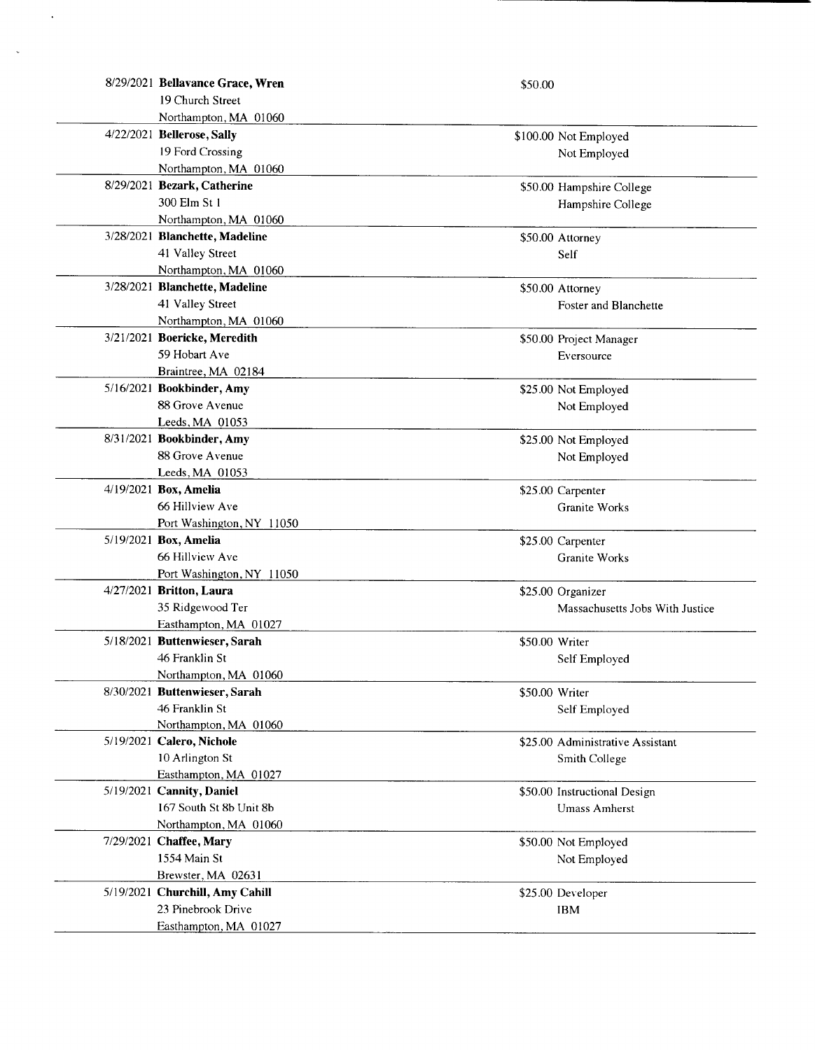| Date | Name / Address | Amount | Occupation / Employer |
|---|---|---|---|
| 8/29/2021 | **Bellavance Grace, Wren**<br>19 Church Street<br>Northampton, MA 01060 | $50.00 | |
| 4/22/2021 | **Bellerose, Sally**<br>19 Ford Crossing<br>Northampton, MA 01060 | $100.00 | Not Employed<br>Not Employed |
| 8/29/2021 | **Bezark, Catherine**<br>300 Elm St 1<br>Northampton, MA 01060 | $50.00 | Hampshire College<br>Hampshire College |
| 3/28/2021 | **Blanchette, Madeline**<br>41 Valley Street<br>Northampton, MA 01060 | $50.00 | Attorney<br>Self |
| 3/28/2021 | **Blanchette, Madeline**<br>41 Valley Street<br>Northampton, MA 01060 | $50.00 | Attorney<br>Foster and Blanchette |
| 3/21/2021 | **Boericke, Meredith**<br>59 Hobart Ave<br>Braintree, MA 02184 | $50.00 | Project Manager<br>Eversource |
| 5/16/2021 | **Bookbinder, Amy**<br>88 Grove Avenue<br>Leeds, MA 01053 | $25.00 | Not Employed<br>Not Employed |
| 8/31/2021 | **Bookbinder, Amy**<br>88 Grove Avenue<br>Leeds, MA 01053 | $25.00 | Not Employed<br>Not Employed |
| 4/19/2021 | **Box, Amelia**<br>66 Hillview Ave<br>Port Washington, NY 11050 | $25.00 | Carpenter<br>Granite Works |
| 5/19/2021 | **Box, Amelia**<br>66 Hillview Ave<br>Port Washington, NY 11050 | $25.00 | Carpenter<br>Granite Works |
| 4/27/2021 | **Britton, Laura**<br>35 Ridgewood Ter<br>Easthampton, MA 01027 | $25.00 | Organizer<br>Massachusetts Jobs With Justice |
| 5/18/2021 | **Buttenwieser, Sarah**<br>46 Franklin St<br>Northampton, MA 01060 | $50.00 | Writer<br>Self Employed |
| 8/30/2021 | **Buttenwieser, Sarah**<br>46 Franklin St<br>Northampton, MA 01060 | $50.00 | Writer<br>Self Employed |
| 5/19/2021 | **Calero, Nichole**<br>10 Arlington St<br>Easthampton, MA 01027 | $25.00 | Administrative Assistant<br>Smith College |
| 5/19/2021 | **Cannity, Daniel**<br>167 South St 8b Unit 8b<br>Northampton, MA 01060 | $50.00 | Instructional Design<br>Umass Amherst |
| 7/29/2021 | **Chaffee, Mary**<br>1554 Main St<br>Brewster, MA 02631 | $50.00 | Not Employed<br>Not Employed |
| 5/19/2021 | **Churchill, Amy Cahill**<br>23 Pinebrook Drive<br>Easthampton, MA 01027 | $25.00 | Developer<br>IBM |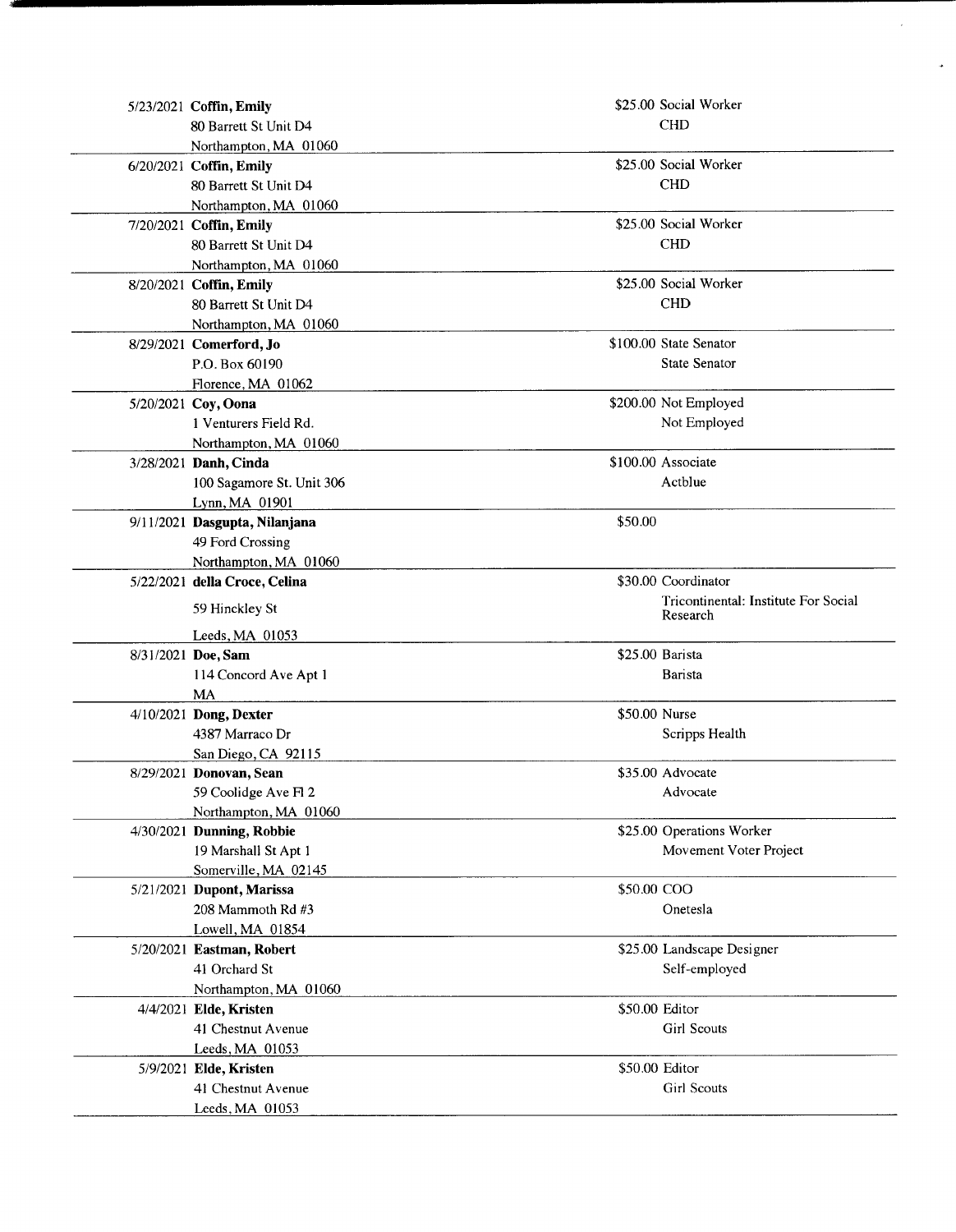| Date | Name / Address | Amount | Occupation / Employer |
|---|---|---|---|
| 5/23/2021 | **Coffin, Emily**<br>80 Barrett St Unit D4<br>Northampton, MA 01060 | $25.00 | Social Worker<br>CHD |
| 6/20/2021 | **Coffin, Emily**<br>80 Barrett St Unit D4<br>Northampton, MA 01060 | $25.00 | Social Worker<br>CHD |
| 7/20/2021 | **Coffin, Emily**<br>80 Barrett St Unit D4<br>Northampton, MA 01060 | $25.00 | Social Worker<br>CHD |
| 8/20/2021 | **Coffin, Emily**<br>80 Barrett St Unit D4<br>Northampton, MA 01060 | $25.00 | Social Worker<br>CHD |
| 8/29/2021 | **Comerford, Jo**<br>P.O. Box 60190<br>Florence, MA 01062 | $100.00 | State Senator<br>State Senator |
| 5/20/2021 | **Coy, Oona**<br>1 Venturers Field Rd.<br>Northampton, MA 01060 | $200.00 | Not Employed<br>Not Employed |
| 3/28/2021 | **Danh, Cinda**<br>100 Sagamore St. Unit 306<br>Lynn, MA 01901 | $100.00 | Associate<br>Actblue |
| 9/11/2021 | **Dasgupta, Nilanjana**<br>49 Ford Crossing<br>Northampton, MA 01060 | $50.00 | |
| 5/22/2021 | **della Croce, Celina**<br>59 Hinckley St<br>Leeds, MA 01053 | $30.00 | Coordinator<br>Tricontinental: Institute For Social Research |
| 8/31/2021 | **Doe, Sam**<br>114 Concord Ave Apt 1<br>MA | $25.00 | Barista<br>Barista |
| 4/10/2021 | **Dong, Dexter**<br>4387 Marraco Dr<br>San Diego, CA 92115 | $50.00 | Nurse<br>Scripps Health |
| 8/29/2021 | **Donovan, Sean**<br>59 Coolidge Ave Fl 2<br>Northampton, MA 01060 | $35.00 | Advocate<br>Advocate |
| 4/30/2021 | **Dunning, Robbie**<br>19 Marshall St Apt 1<br>Somerville, MA 02145 | $25.00 | Operations Worker<br>Movement Voter Project |
| 5/21/2021 | **Dupont, Marissa**<br>208 Mammoth Rd #3<br>Lowell, MA 01854 | $50.00 | COO<br>Onetesla |
| 5/20/2021 | **Eastman, Robert**<br>41 Orchard St<br>Northampton, MA 01060 | $25.00 | Landscape Designer<br>Self-employed |
| 4/4/2021 | **Elde, Kristen**<br>41 Chestnut Avenue<br>Leeds, MA 01053 | $50.00 | Editor<br>Girl Scouts |
| 5/9/2021 | **Elde, Kristen**<br>41 Chestnut Avenue<br>Leeds, MA 01053 | $50.00 | Editor<br>Girl Scouts |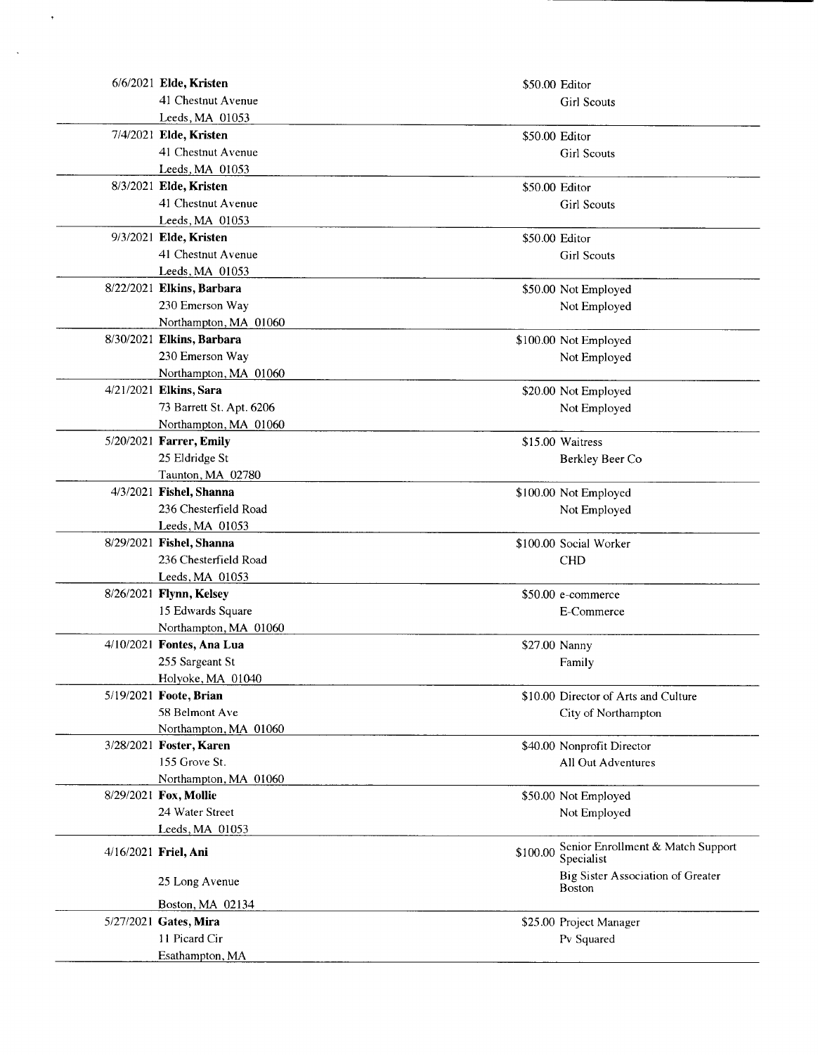| Date | Name / Address | Amount | Occupation / Employer |
|---|---|---|---|
| 6/6/2021 | **Elde, Kristen**<br>41 Chestnut Avenue<br>Leeds, MA 01053 | $50.00 | Editor<br>Girl Scouts |
| 7/4/2021 | **Elde, Kristen**<br>41 Chestnut Avenue<br>Leeds, MA 01053 | $50.00 | Editor<br>Girl Scouts |
| 8/3/2021 | **Elde, Kristen**<br>41 Chestnut Avenue<br>Leeds, MA 01053 | $50.00 | Editor<br>Girl Scouts |
| 9/3/2021 | **Elde, Kristen**<br>41 Chestnut Avenue<br>Leeds, MA 01053 | $50.00 | Editor<br>Girl Scouts |
| 8/22/2021 | **Elkins, Barbara**<br>230 Emerson Way<br>Northampton, MA 01060 | $50.00 | Not Employed<br>Not Employed |
| 8/30/2021 | **Elkins, Barbara**<br>230 Emerson Way<br>Northampton, MA 01060 | $100.00 | Not Employed<br>Not Employed |
| 4/21/2021 | **Elkins, Sara**<br>73 Barrett St. Apt. 6206<br>Northampton, MA 01060 | $20.00 | Not Employed<br>Not Employed |
| 5/20/2021 | **Farrer, Emily**<br>25 Eldridge St<br>Taunton, MA 02780 | $15.00 | Waitress<br>Berkley Beer Co |
| 4/3/2021 | **Fishel, Shanna**<br>236 Chesterfield Road<br>Leeds, MA 01053 | $100.00 | Not Employed<br>Not Employed |
| 8/29/2021 | **Fishel, Shanna**<br>236 Chesterfield Road<br>Leeds, MA 01053 | $100.00 | Social Worker<br>CHD |
| 8/26/2021 | **Flynn, Kelsey**<br>15 Edwards Square<br>Northampton, MA 01060 | $50.00 | e-commerce<br>E-Commerce |
| 4/10/2021 | **Fontes, Ana Lua**<br>255 Sargeant St<br>Holyoke, MA 01040 | $27.00 | Nanny<br>Family |
| 5/19/2021 | **Foote, Brian**<br>58 Belmont Ave<br>Northampton, MA 01060 | $10.00 | Director of Arts and Culture<br>City of Northampton |
| 3/28/2021 | **Foster, Karen**<br>155 Grove St.<br>Northampton, MA 01060 | $40.00 | Nonprofit Director<br>All Out Adventures |
| 8/29/2021 | **Fox, Mollie**<br>24 Water Street<br>Leeds, MA 01053 | $50.00 | Not Employed<br>Not Employed |
| 4/16/2021 | **Friel, Ani**<br>25 Long Avenue<br>Boston, MA 02134 | $100.00 | Senior Enrollment & Match Support Specialist<br>Big Sister Association of Greater Boston |
| 5/27/2021 | **Gates, Mira**<br>11 Picard Cir<br>Esathampton, MA | $25.00 | Project Manager<br>Pv Squared |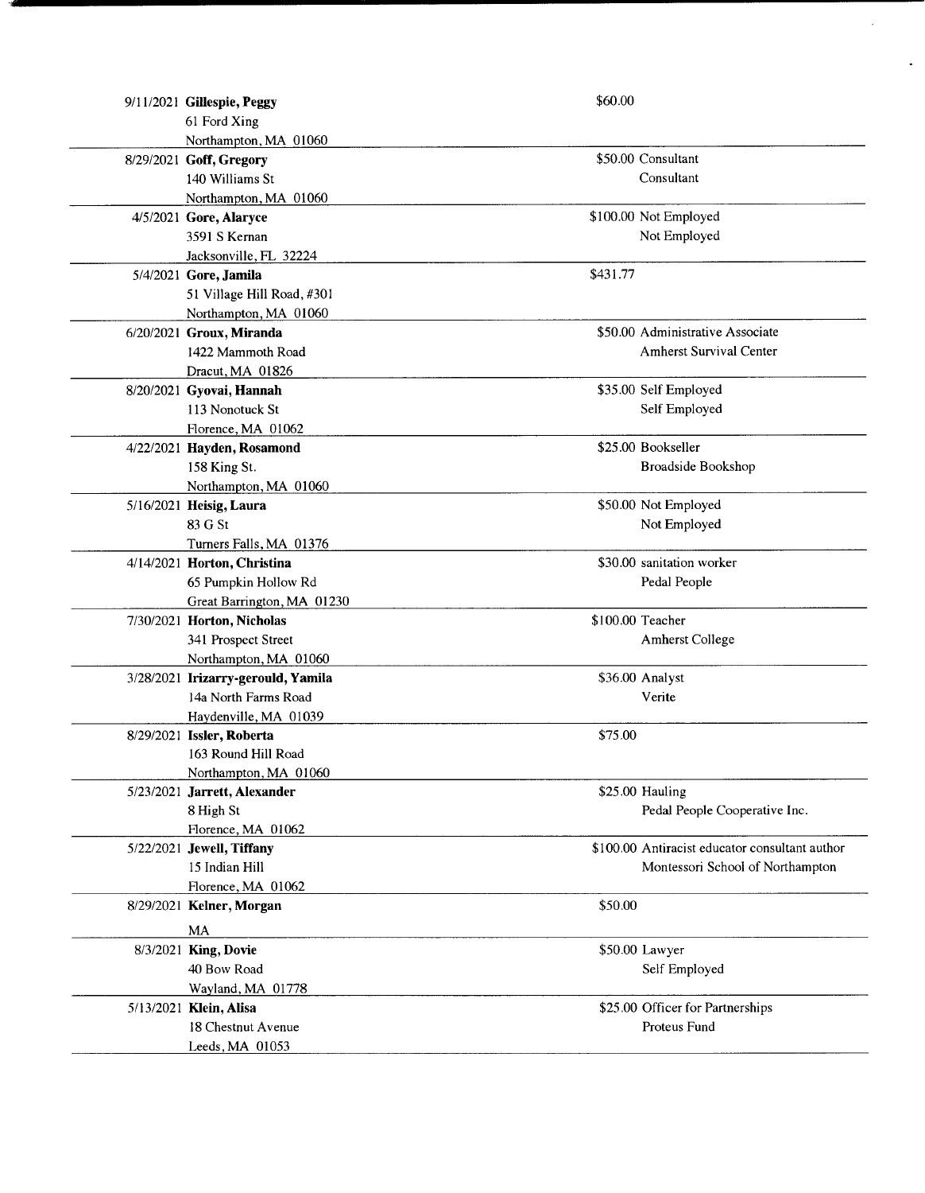| Date | Name / Address | Amount | Occupation / Employer |
|---|---|---|---|
| 9/11/2021 | **Gillespie, Peggy**<br>61 Ford Xing<br>Northampton, MA 01060 | $60.00 | |
| 8/29/2021 | **Goff, Gregory**<br>140 Williams St<br>Northampton, MA 01060 | $50.00 | Consultant<br>Consultant |
| 4/5/2021 | **Gore, Alaryce**<br>3591 S Kernan<br>Jacksonville, FL 32224 | $100.00 | Not Employed<br>Not Employed |
| 5/4/2021 | **Gore, Jamila**<br>51 Village Hill Road, #301<br>Northampton, MA 01060 | $431.77 | |
| 6/20/2021 | **Groux, Miranda**<br>1422 Mammoth Road<br>Dracut, MA 01826 | $50.00 | Administrative Associate<br>Amherst Survival Center |
| 8/20/2021 | **Gyovai, Hannah**<br>113 Nonotuck St<br>Florence, MA 01062 | $35.00 | Self Employed<br>Self Employed |
| 4/22/2021 | **Hayden, Rosamond**<br>158 King St.<br>Northampton, MA 01060 | $25.00 | Bookseller<br>Broadside Bookshop |
| 5/16/2021 | **Heisig, Laura**<br>83 G St<br>Turners Falls, MA 01376 | $50.00 | Not Employed<br>Not Employed |
| 4/14/2021 | **Horton, Christina**<br>65 Pumpkin Hollow Rd<br>Great Barrington, MA 01230 | $30.00 | sanitation worker<br>Pedal People |
| 7/30/2021 | **Horton, Nicholas**<br>341 Prospect Street<br>Northampton, MA 01060 | $100.00 | Teacher<br>Amherst College |
| 3/28/2021 | **Irizarry-gerould, Yamila**<br>14a North Farms Road<br>Haydenville, MA 01039 | $36.00 | Analyst<br>Verite |
| 8/29/2021 | **Issler, Roberta**<br>163 Round Hill Road<br>Northampton, MA 01060 | $75.00 | |
| 5/23/2021 | **Jarrett, Alexander**<br>8 High St<br>Florence, MA 01062 | $25.00 | Hauling<br>Pedal People Cooperative Inc. |
| 5/22/2021 | **Jewell, Tiffany**<br>15 Indian Hill<br>Florence, MA 01062 | $100.00 | Antiracist educator consultant author<br>Montessori School of Northampton |
| 8/29/2021 | **Kelner, Morgan**<br>MA | $50.00 | |
| 8/3/2021 | **King, Dovie**<br>40 Bow Road<br>Wayland, MA 01778 | $50.00 | Lawyer<br>Self Employed |
| 5/13/2021 | **Klein, Alisa**<br>18 Chestnut Avenue<br>Leeds, MA 01053 | $25.00 | Officer for Partnerships<br>Proteus Fund |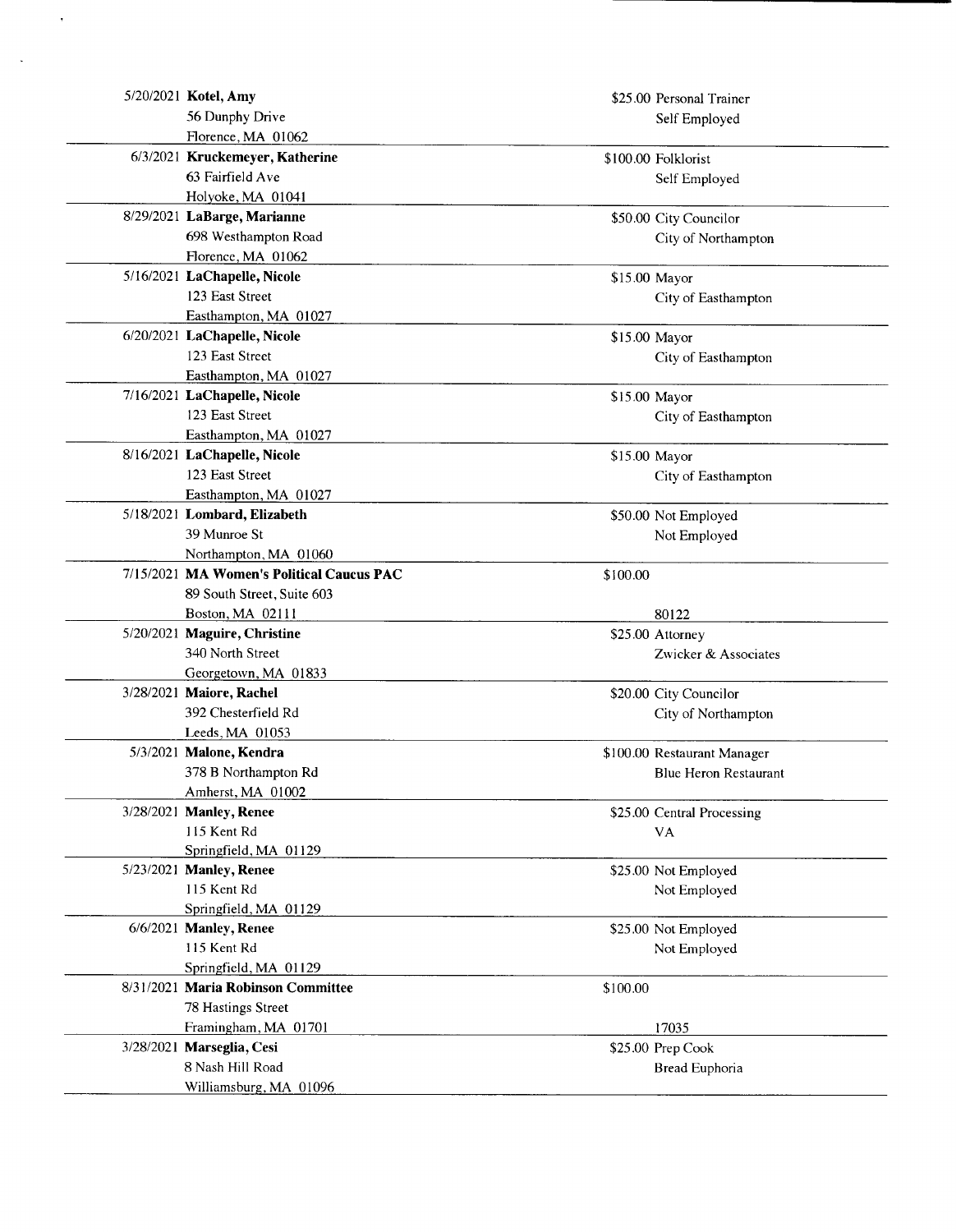| Date | Name / Address | Amount | Occupation / Employer |
|---|---|---|---|
| 5/20/2021 | **Kotel, Amy**<br>56 Dunphy Drive<br>Florence, MA 01062 | $25.00 | Personal Trainer<br>Self Employed |
| 6/3/2021 | **Kruckemeyer, Katherine**<br>63 Fairfield Ave<br>Holyoke, MA 01041 | $100.00 | Folklorist<br>Self Employed |
| 8/29/2021 | **LaBarge, Marianne**<br>698 Westhampton Road<br>Florence, MA 01062 | $50.00 | City Councilor<br>City of Northampton |
| 5/16/2021 | **LaChapelle, Nicole**<br>123 East Street<br>Easthampton, MA 01027 | $15.00 | Mayor<br>City of Easthampton |
| 6/20/2021 | **LaChapelle, Nicole**<br>123 East Street<br>Easthampton, MA 01027 | $15.00 | Mayor<br>City of Easthampton |
| 7/16/2021 | **LaChapelle, Nicole**<br>123 East Street<br>Easthampton, MA 01027 | $15.00 | Mayor<br>City of Easthampton |
| 8/16/2021 | **LaChapelle, Nicole**<br>123 East Street<br>Easthampton, MA 01027 | $15.00 | Mayor<br>City of Easthampton |
| 5/18/2021 | **Lombard, Elizabeth**<br>39 Munroe St<br>Northampton, MA 01060 | $50.00 | Not Employed<br>Not Employed |
| 7/15/2021 | **MA Women's Political Caucus PAC**<br>89 South Street, Suite 603<br>Boston, MA 02111 | $100.00 | 80122 |
| 5/20/2021 | **Maguire, Christine**<br>340 North Street<br>Georgetown, MA 01833 | $25.00 | Attorney<br>Zwicker & Associates |
| 3/28/2021 | **Maiore, Rachel**<br>392 Chesterfield Rd<br>Leeds, MA 01053 | $20.00 | City Councilor<br>City of Northampton |
| 5/3/2021 | **Malone, Kendra**<br>378 B Northampton Rd<br>Amherst, MA 01002 | $100.00 | Restaurant Manager<br>Blue Heron Restaurant |
| 3/28/2021 | **Manley, Renee**<br>115 Kent Rd<br>Springfield, MA 01129 | $25.00 | Central Processing<br>VA |
| 5/23/2021 | **Manley, Renee**<br>115 Kent Rd<br>Springfield, MA 01129 | $25.00 | Not Employed<br>Not Employed |
| 6/6/2021 | **Manley, Renee**<br>115 Kent Rd<br>Springfield, MA 01129 | $25.00 | Not Employed<br>Not Employed |
| 8/31/2021 | **Maria Robinson Committee**<br>78 Hastings Street<br>Framingham, MA 01701 | $100.00 | 17035 |
| 3/28/2021 | **Marseglia, Cesi**<br>8 Nash Hill Road<br>Williamsburg, MA 01096 | $25.00 | Prep Cook<br>Bread Euphoria |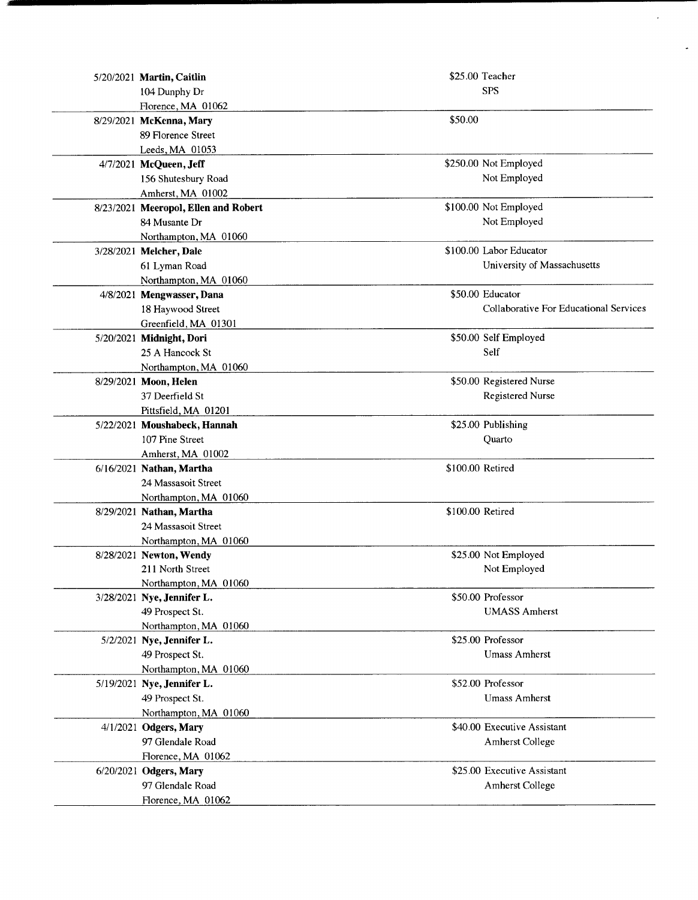| Date | Name / Address | Amount | Occupation / Employer |
|---|---|---|---|
| 5/20/2021 | **Martin, Caitlin**<br>104 Dunphy Dr<br>Florence, MA 01062 | $25.00 | Teacher<br>SPS |
| 8/29/2021 | **McKenna, Mary**<br>89 Florence Street<br>Leeds, MA 01053 | $50.00 | |
| 4/7/2021 | **McQueen, Jeff**<br>156 Shutesbury Road<br>Amherst, MA 01002 | $250.00 | Not Employed<br>Not Employed |
| 8/23/2021 | **Meeropol, Ellen and Robert**<br>84 Musante Dr<br>Northampton, MA 01060 | $100.00 | Not Employed<br>Not Employed |
| 3/28/2021 | **Melcher, Dale**<br>61 Lyman Road<br>Northampton, MA 01060 | $100.00 | Labor Educator<br>University of Massachusetts |
| 4/8/2021 | **Mengwasser, Dana**<br>18 Haywood Street<br>Greenfield, MA 01301 | $50.00 | Educator<br>Collaborative For Educational Services |
| 5/20/2021 | **Midnight, Dori**<br>25 A Hancock St<br>Northampton, MA 01060 | $50.00 | Self Employed<br>Self |
| 8/29/2021 | **Moon, Helen**<br>37 Deerfield St<br>Pittsfield, MA 01201 | $50.00 | Registered Nurse<br>Registered Nurse |
| 5/22/2021 | **Moushabeck, Hannah**<br>107 Pine Street<br>Amherst, MA 01002 | $25.00 | Publishing<br>Quarto |
| 6/16/2021 | **Nathan, Martha**<br>24 Massasoit Street<br>Northampton, MA 01060 | $100.00 | Retired |
| 8/29/2021 | **Nathan, Martha**<br>24 Massasoit Street<br>Northampton, MA 01060 | $100.00 | Retired |
| 8/28/2021 | **Newton, Wendy**<br>211 North Street<br>Northampton, MA 01060 | $25.00 | Not Employed<br>Not Employed |
| 3/28/2021 | **Nye, Jennifer L.**<br>49 Prospect St.<br>Northampton, MA 01060 | $50.00 | Professor<br>UMASS Amherst |
| 5/2/2021 | **Nye, Jennifer L.**<br>49 Prospect St.<br>Northampton, MA 01060 | $25.00 | Professor<br>Umass Amherst |
| 5/19/2021 | **Nye, Jennifer L.**<br>49 Prospect St.<br>Northampton, MA 01060 | $52.00 | Professor<br>Umass Amherst |
| 4/1/2021 | **Odgers, Mary**<br>97 Glendale Road<br>Florence, MA 01062 | $40.00 | Executive Assistant<br>Amherst College |
| 6/20/2021 | **Odgers, Mary**<br>97 Glendale Road<br>Florence, MA 01062 | $25.00 | Executive Assistant<br>Amherst College |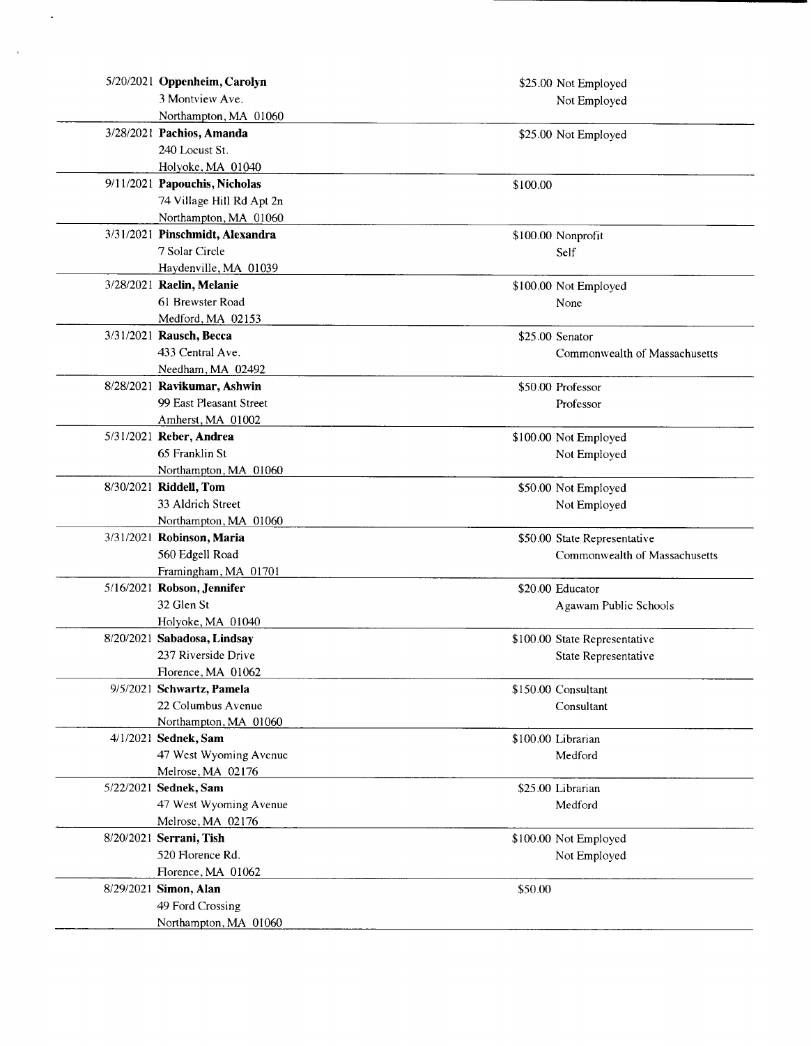| Date | Name / Address | Amount | Occupation / Employer |
|---|---|---|---|
| 5/20/2021 | **Oppenheim, Carolyn**<br>3 Montview Ave.<br>Northampton, MA 01060 | $25.00 | Not Employed<br>Not Employed |
| 3/28/2021 | **Pachios, Amanda**<br>240 Locust St.<br>Holyoke, MA 01040 | $25.00 | Not Employed |
| 9/11/2021 | **Papouchis, Nicholas**<br>74 Village Hill Rd Apt 2n<br>Northampton, MA 01060 | $100.00 | |
| 3/31/2021 | **Pinschmidt, Alexandra**<br>7 Solar Circle<br>Haydenville, MA 01039 | $100.00 | Nonprofit<br>Self |
| 3/28/2021 | **Raelin, Melanie**<br>61 Brewster Road<br>Medford, MA 02153 | $100.00 | Not Employed<br>None |
| 3/31/2021 | **Rausch, Becca**<br>433 Central Ave.<br>Needham, MA 02492 | $25.00 | Senator<br>Commonwealth of Massachusetts |
| 8/28/2021 | **Ravikumar, Ashwin**<br>99 East Pleasant Street<br>Amherst, MA 01002 | $50.00 | Professor<br>Professor |
| 5/31/2021 | **Reber, Andrea**<br>65 Franklin St<br>Northampton, MA 01060 | $100.00 | Not Employed<br>Not Employed |
| 8/30/2021 | **Riddell, Tom**<br>33 Aldrich Street<br>Northampton, MA 01060 | $50.00 | Not Employed<br>Not Employed |
| 3/31/2021 | **Robinson, Maria**<br>560 Edgell Road<br>Framingham, MA 01701 | $50.00 | State Representative<br>Commonwealth of Massachusetts |
| 5/16/2021 | **Robson, Jennifer**<br>32 Glen St<br>Holyoke, MA 01040 | $20.00 | Educator<br>Agawam Public Schools |
| 8/20/2021 | **Sabadosa, Lindsay**<br>237 Riverside Drive<br>Florence, MA 01062 | $100.00 | State Representative<br>State Representative |
| 9/5/2021 | **Schwartz, Pamela**<br>22 Columbus Avenue<br>Northampton, MA 01060 | $150.00 | Consultant<br>Consultant |
| 4/1/2021 | **Sednek, Sam**<br>47 West Wyoming Avenue<br>Melrose, MA 02176 | $100.00 | Librarian<br>Medford |
| 5/22/2021 | **Sednek, Sam**<br>47 West Wyoming Avenue<br>Melrose, MA 02176 | $25.00 | Librarian<br>Medford |
| 8/20/2021 | **Serrani, Tish**<br>520 Florence Rd.<br>Florence, MA 01062 | $100.00 | Not Employed<br>Not Employed |
| 8/29/2021 | **Simon, Alan**<br>49 Ford Crossing<br>Northampton, MA 01060 | $50.00 | |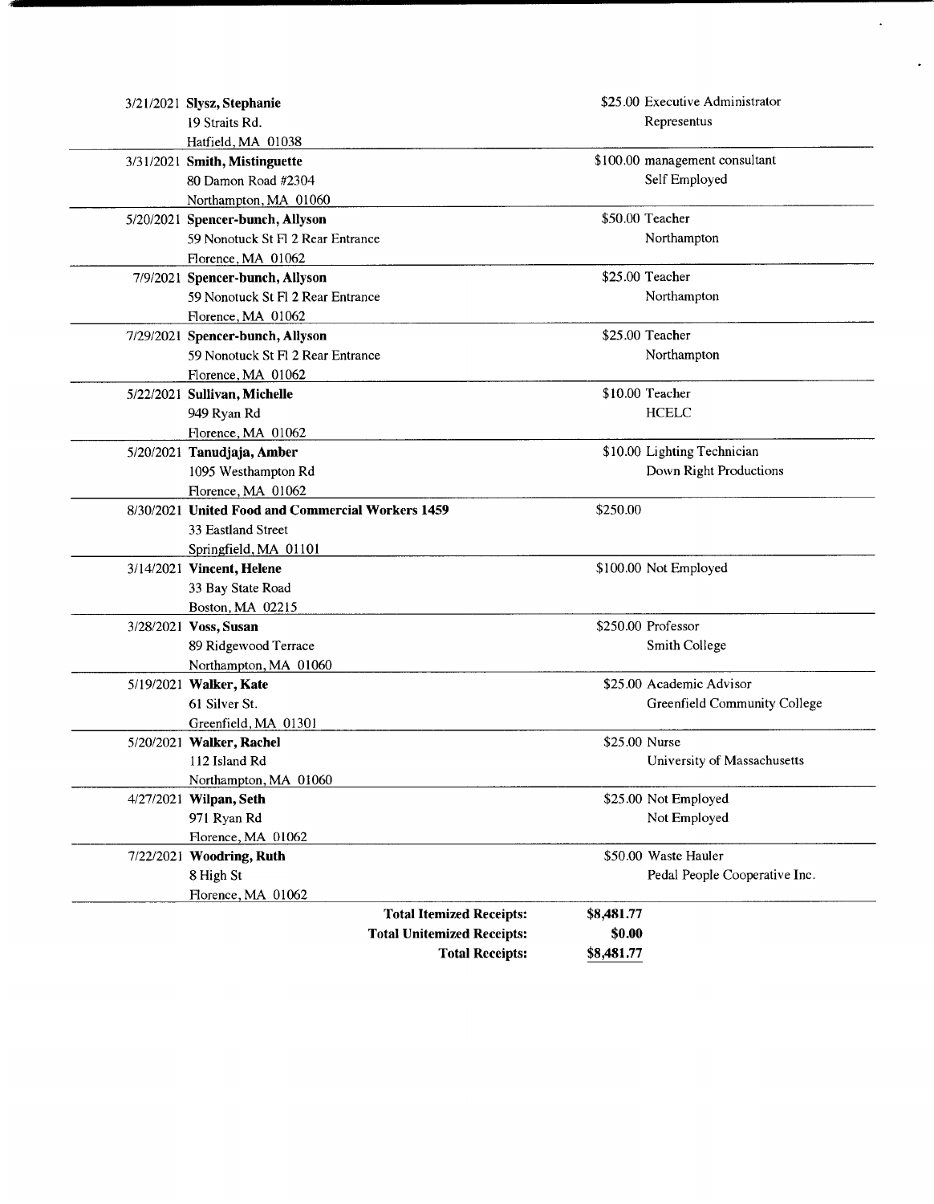| Date | Contributor | Amount | Occupation / Employer |
|---|---|---|---|
| 3/21/2021 | **Slysz, Stephanie**<br>19 Straits Rd.<br>Hatfield, MA 01038 | $25.00 | Executive Administrator<br>Representus |
| 3/31/2021 | **Smith, Mistinguette**<br>80 Damon Road #2304<br>Northampton, MA 01060 | $100.00 | management consultant<br>Self Employed |
| 5/20/2021 | **Spencer-bunch, Allyson**<br>59 Nonotuck St Fl 2 Rear Entrance<br>Florence, MA 01062 | $50.00 | Teacher<br>Northampton |
| 7/9/2021 | **Spencer-bunch, Allyson**<br>59 Nonotuck St Fl 2 Rear Entrance<br>Florence, MA 01062 | $25.00 | Teacher<br>Northampton |
| 7/29/2021 | **Spencer-bunch, Allyson**<br>59 Nonotuck St Fl 2 Rear Entrance<br>Florence, MA 01062 | $25.00 | Teacher<br>Northampton |
| 5/22/2021 | **Sullivan, Michelle**<br>949 Ryan Rd<br>Florence, MA 01062 | $10.00 | Teacher<br>HCELC |
| 5/20/2021 | **Tanudjaja, Amber**<br>1095 Westhampton Rd<br>Florence, MA 01062 | $10.00 | Lighting Technician<br>Down Right Productions |
| 8/30/2021 | **United Food and Commercial Workers 1459**<br>33 Eastland Street<br>Springfield, MA 01101 | $250.00 | |
| 3/14/2021 | **Vincent, Helene**<br>33 Bay State Road<br>Boston, MA 02215 | $100.00 | Not Employed |
| 3/28/2021 | **Voss, Susan**<br>89 Ridgewood Terrace<br>Northampton, MA 01060 | $250.00 | Professor<br>Smith College |
| 5/19/2021 | **Walker, Kate**<br>61 Silver St.<br>Greenfield, MA 01301 | $25.00 | Academic Advisor<br>Greenfield Community College |
| 5/20/2021 | **Walker, Rachel**<br>112 Island Rd<br>Northampton, MA 01060 | $25.00 | Nurse<br>University of Massachusetts |
| 4/27/2021 | **Wilpan, Seth**<br>971 Ryan Rd<br>Florence, MA 01062 | $25.00 | Not Employed<br>Not Employed |
| 7/22/2021 | **Woodring, Ruth**<br>8 High St<br>Florence, MA 01062 | $50.00 | Waste Hauler<br>Pedal People Cooperative Inc. |

| | |
|---|---|
| **Total Itemized Receipts:** | **$8,481.77** |
| **Total Unitemized Receipts:** | **$0.00** |
| **Total Receipts:** | **$8,481.77** |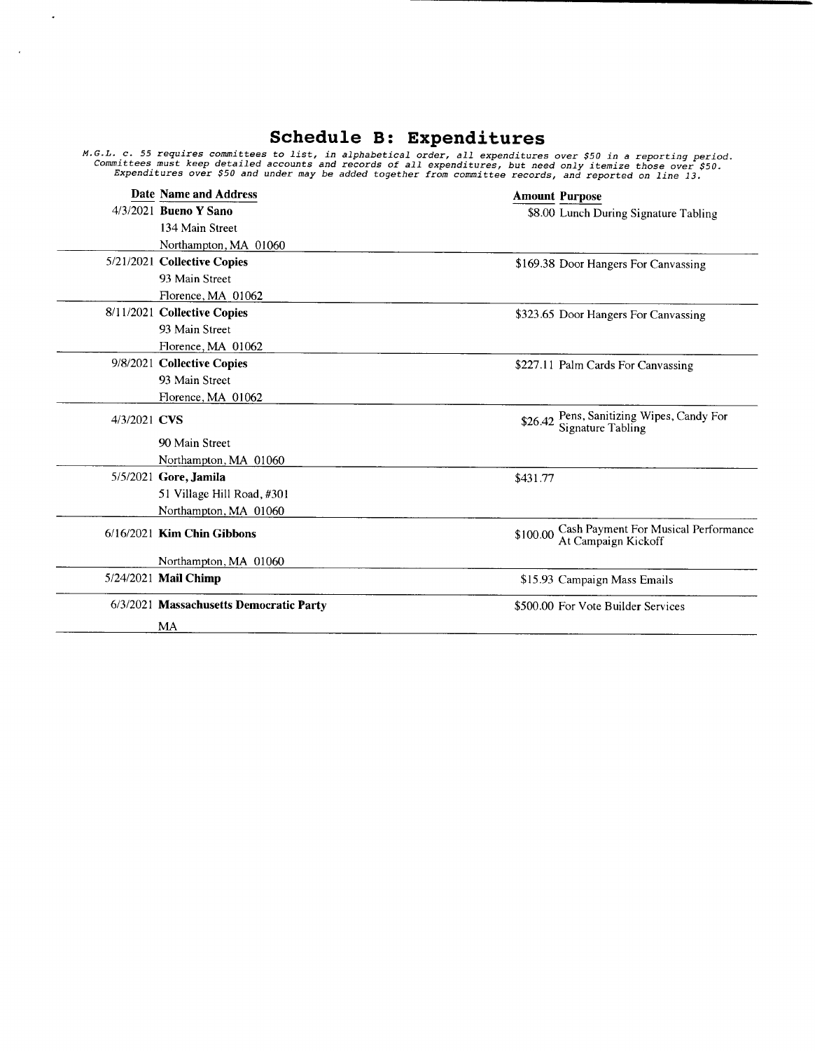# Schedule B: Expenditures

*M.G.L. c. 55 requires committees to list, in alphabetical order, all expenditures over $50 in a reporting period. Committees must keep detailed accounts and records of all expenditures, but need only itemize those over $50. Expenditures over $50 and under may be added together from committee records, and reported on line 13.*

| Date | Name and Address | Amount | Purpose |
|---|---|---|---|
| 4/3/2021 | **Bueno Y Sano**<br>134 Main Street<br>Northampton, MA 01060 | $8.00 | Lunch During Signature Tabling |
| 5/21/2021 | **Collective Copies**<br>93 Main Street<br>Florence, MA 01062 | $169.38 | Door Hangers For Canvassing |
| 8/11/2021 | **Collective Copies**<br>93 Main Street<br>Florence, MA 01062 | $323.65 | Door Hangers For Canvassing |
| 9/8/2021 | **Collective Copies**<br>93 Main Street<br>Florence, MA 01062 | $227.11 | Palm Cards For Canvassing |
| 4/3/2021 | **CVS**<br>90 Main Street<br>Northampton, MA 01060 | $26.42 | Pens, Sanitizing Wipes, Candy For Signature Tabling |
| 5/5/2021 | **Gore, Jamila**<br>51 Village Hill Road, #301<br>Northampton, MA 01060 | $431.77 | |
| 6/16/2021 | **Kim Chin Gibbons**<br>Northampton, MA 01060 | $100.00 | Cash Payment For Musical Performance At Campaign Kickoff |
| 5/24/2021 | **Mail Chimp** | $15.93 | Campaign Mass Emails |
| 6/3/2021 | **Massachusetts Democratic Party**<br>MA | $500.00 | For Vote Builder Services |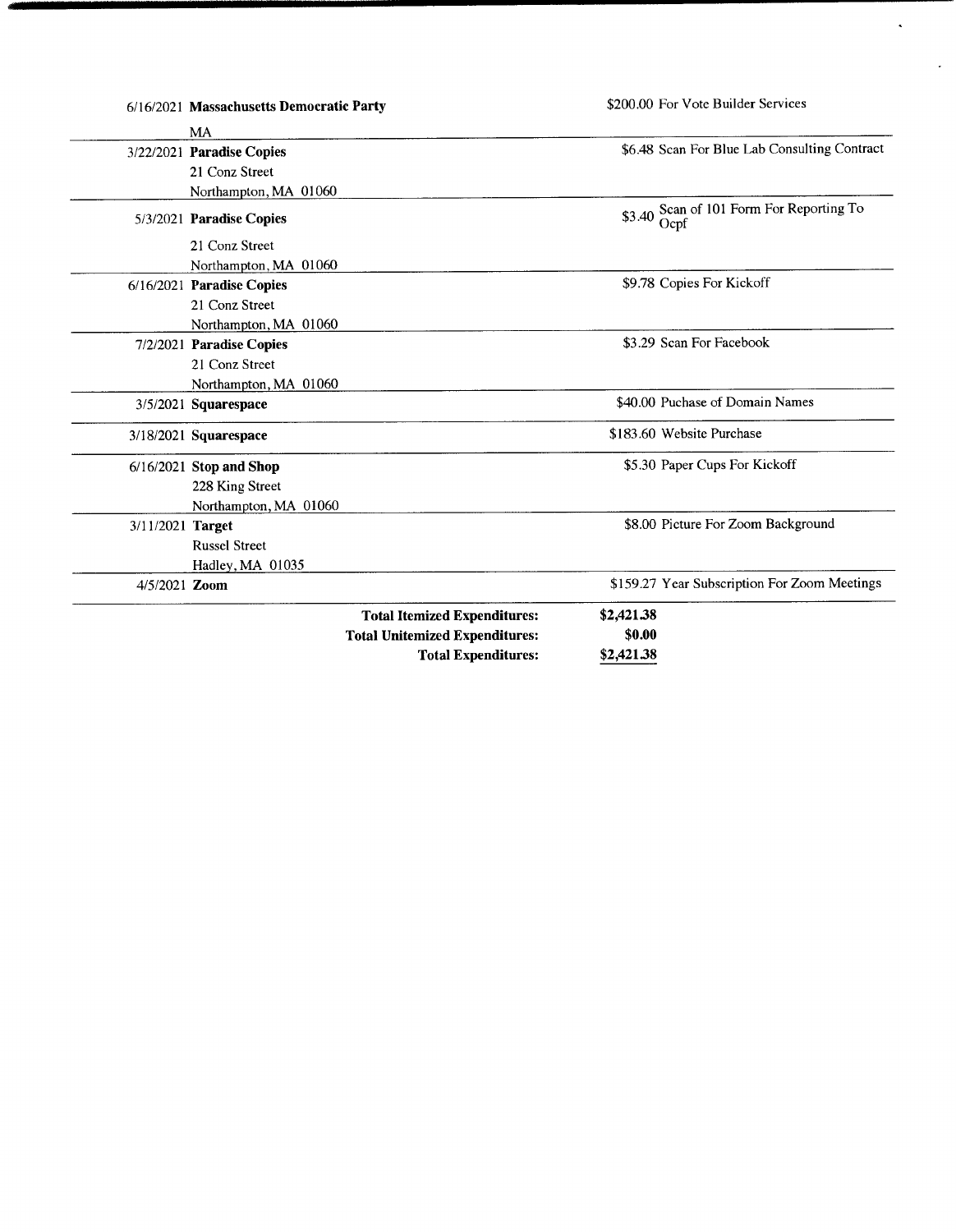| Date | Payee | Amount | Purpose |
|---|---|---|---|
| 6/16/2021 | **Massachusetts Democratic Party**<br>MA | $200.00 | For Vote Builder Services |
| 3/22/2021 | **Paradise Copies**<br>21 Conz Street<br>Northampton, MA 01060 | $6.48 | Scan For Blue Lab Consulting Contract |
| 5/3/2021 | **Paradise Copies**<br>21 Conz Street<br>Northampton, MA 01060 | $3.40 | Scan of 101 Form For Reporting To Ocpf |
| 6/16/2021 | **Paradise Copies**<br>21 Conz Street<br>Northampton, MA 01060 | $9.78 | Copies For Kickoff |
| 7/2/2021 | **Paradise Copies**<br>21 Conz Street<br>Northampton, MA 01060 | $3.29 | Scan For Facebook |
| 3/5/2021 | **Squarespace** | $40.00 | Puchase of Domain Names |
| 3/18/2021 | **Squarespace** | $183.60 | Website Purchase |
| 6/16/2021 | **Stop and Shop**<br>228 King Street<br>Northampton, MA 01060 | $5.30 | Paper Cups For Kickoff |
| 3/11/2021 | **Target**<br>Russel Street<br>Hadley, MA 01035 | $8.00 | Picture For Zoom Background |
| 4/5/2021 | **Zoom** | $159.27 | Year Subscription For Zoom Meetings |

| | |
|---|---|
| **Total Itemized Expenditures:** | **$2,421.38** |
| **Total Unitemized Expenditures:** | **$0.00** |
| **Total Expenditures:** | **$2,421.38** |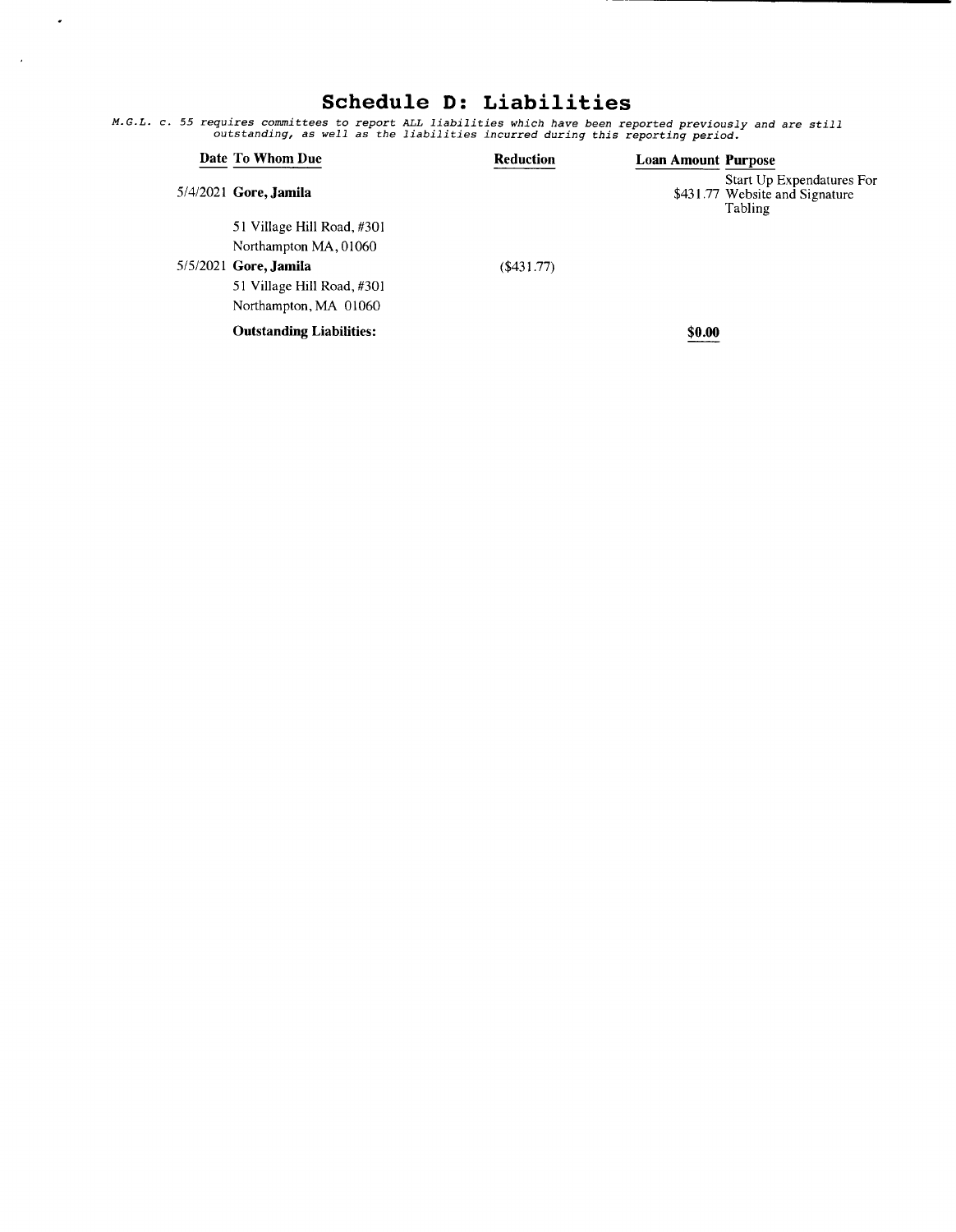# Schedule D: Liabilities

*M.G.L. c. 55 requires committees to report ALL liabilities which have been reported previously and are still outstanding, as well as the liabilities incurred during this reporting period.*

| Date | To Whom Due | Reduction | Loan Amount | Purpose |
|---|---|---|---|---|
| 5/4/2021 | **Gore, Jamila**<br>51 Village Hill Road, #301<br>Northampton MA, 01060 | | $431.77 | Start Up Expendatures For Website and Signature Tabling |
| 5/5/2021 | **Gore, Jamila**<br>51 Village Hill Road, #301<br>Northampton, MA 01060 | ($431.77) | | |
| | **Outstanding Liabilities:** | | **$0.00** | |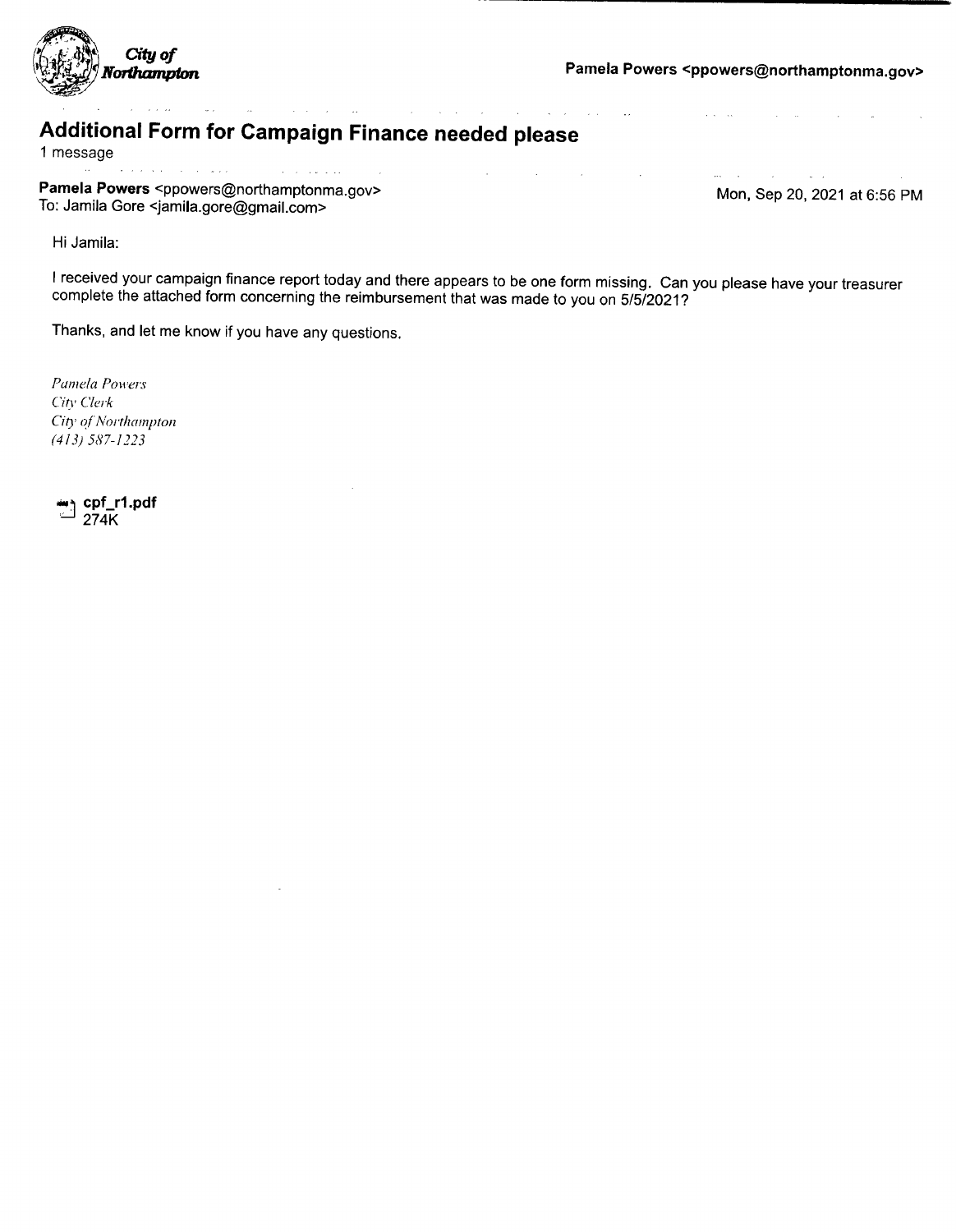City of Northampton

Pamela Powers <ppowers@northamptonma.gov>

# Additional Form for Campaign Finance needed please

1 message

**Pamela Powers** <ppowers@northamptonma.gov>
To: Jamila Gore <jamila.gore@gmail.com>

Mon, Sep 20, 2021 at 6:56 PM

Hi Jamila:

I received your campaign finance report today and there appears to be one form missing. Can you please have your treasurer complete the attached form concerning the reimbursement that was made to you on 5/5/2021?

Thanks, and let me know if you have any questions.

*Pamela Powers*
*City Clerk*
*City of Northampton*
*(413) 587-1223*

**cpf_r1.pdf**
274K